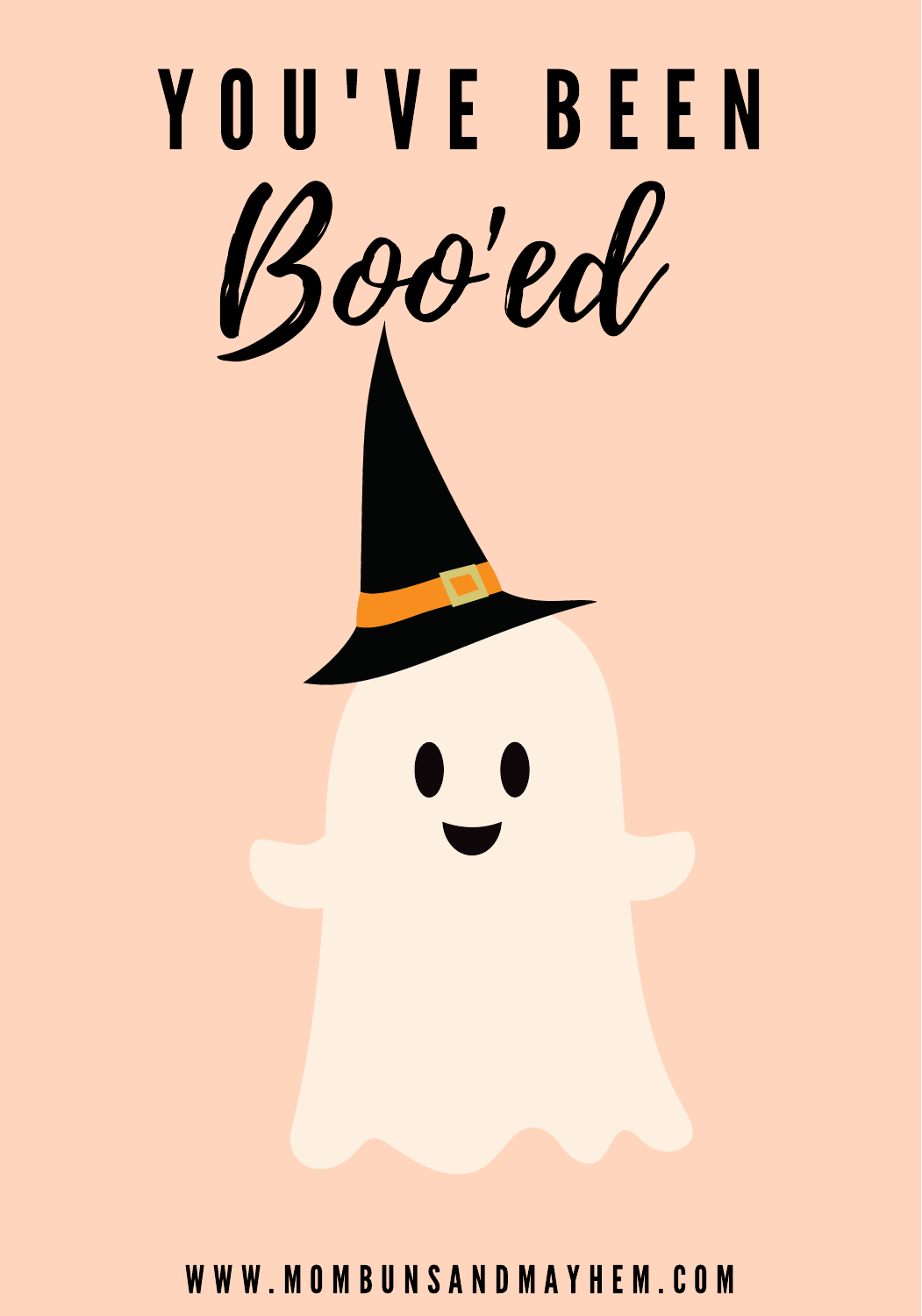# YOU'VE BEEN

# Boo'ed

WWW.MOMBUNSANDMAYHEM.COM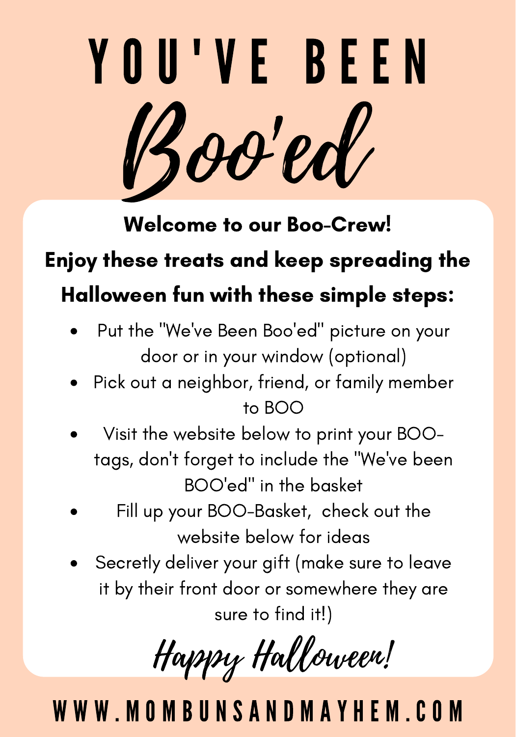# YOU'VE BEEN

# Boo'ed

**Welcome to our Boo-Crew!**

**Enjoy these treats and keep spreading the Halloween fun with these simple steps:**

- Put the "We've Been Boo'ed" picture on your door or in your window (optional)
- Pick out a neighbor, friend, or family member to BOO
- Visit the website below to print your BOO-tags, don't forget to include the "We've been BOO'ed" in the basket
- Fill up your BOO-Basket, check out the website below for ideas
- Secretly deliver your gift (make sure to leave it by their front door or somewhere they are sure to find it!)

*Happy Halloween!*

WWW.MOMBUNSANDMAYHEM.COM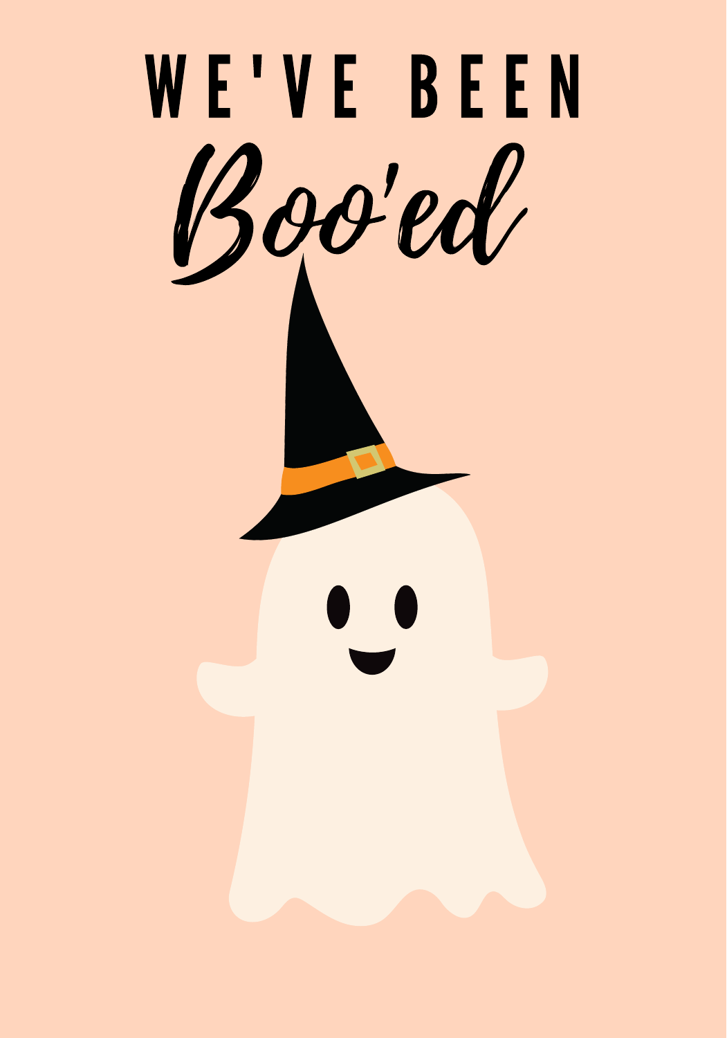# WE'VE BEEN

# *Boo'ed*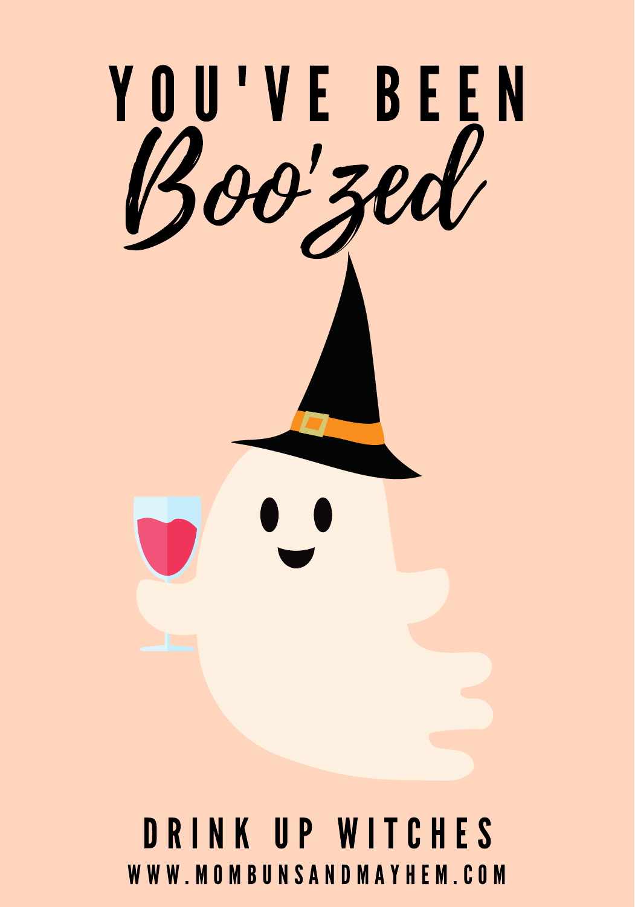# YOU'VE BEEN

# *Boo'zed*

## DRINK UP WITCHES

WWW.MOMBUNSANDMAYHEM.COM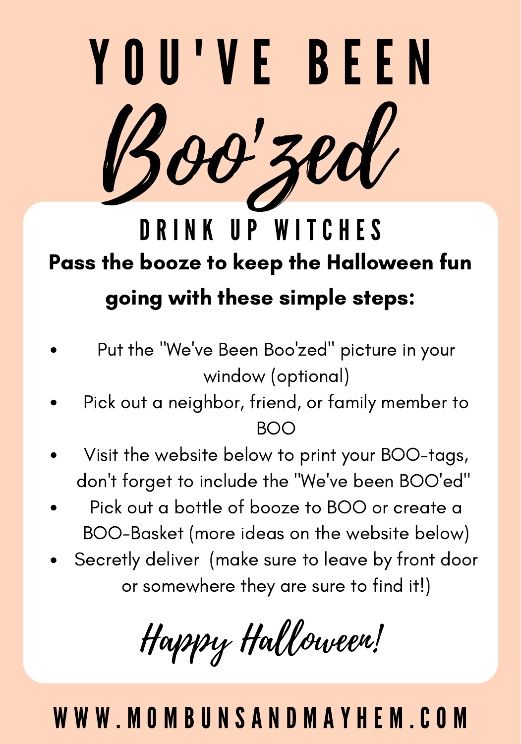# YOU'VE BEEN

# Boo'zed

## DRINK UP WITCHES

**Pass the booze to keep the Halloween fun going with these simple steps:**

- Put the "We've Been Boo'zed" picture in your window (optional)
- Pick out a neighbor, friend, or family member to BOO
- Visit the website below to print your BOO-tags, don't forget to include the "We've been BOO'ed"
- Pick out a bottle of booze to BOO or create a BOO-Basket (more ideas on the website below)
- Secretly deliver (make sure to leave by front door or somewhere they are sure to find it!)

*Happy Halloween!*

WWW.MOMBUNSANDMAYHEM.COM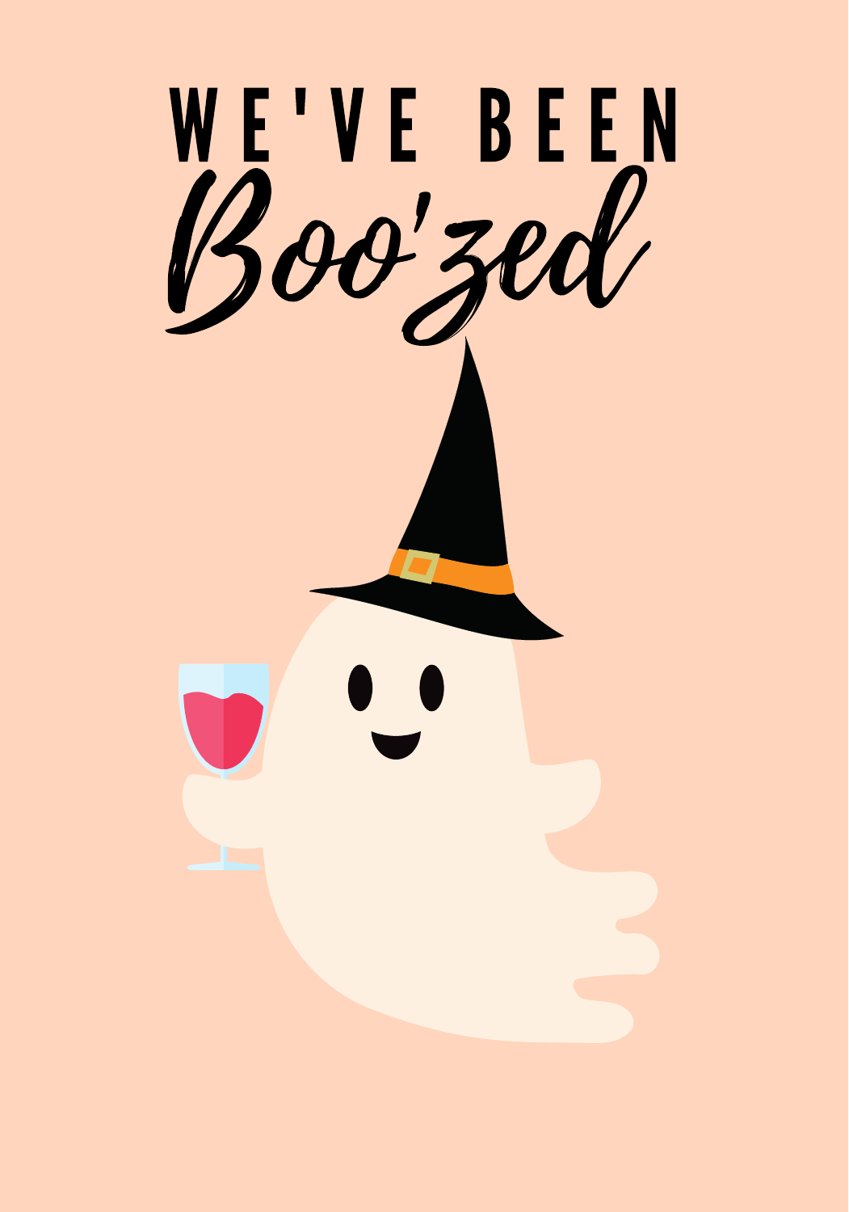# WE'VE BEEN

# Boo'zed